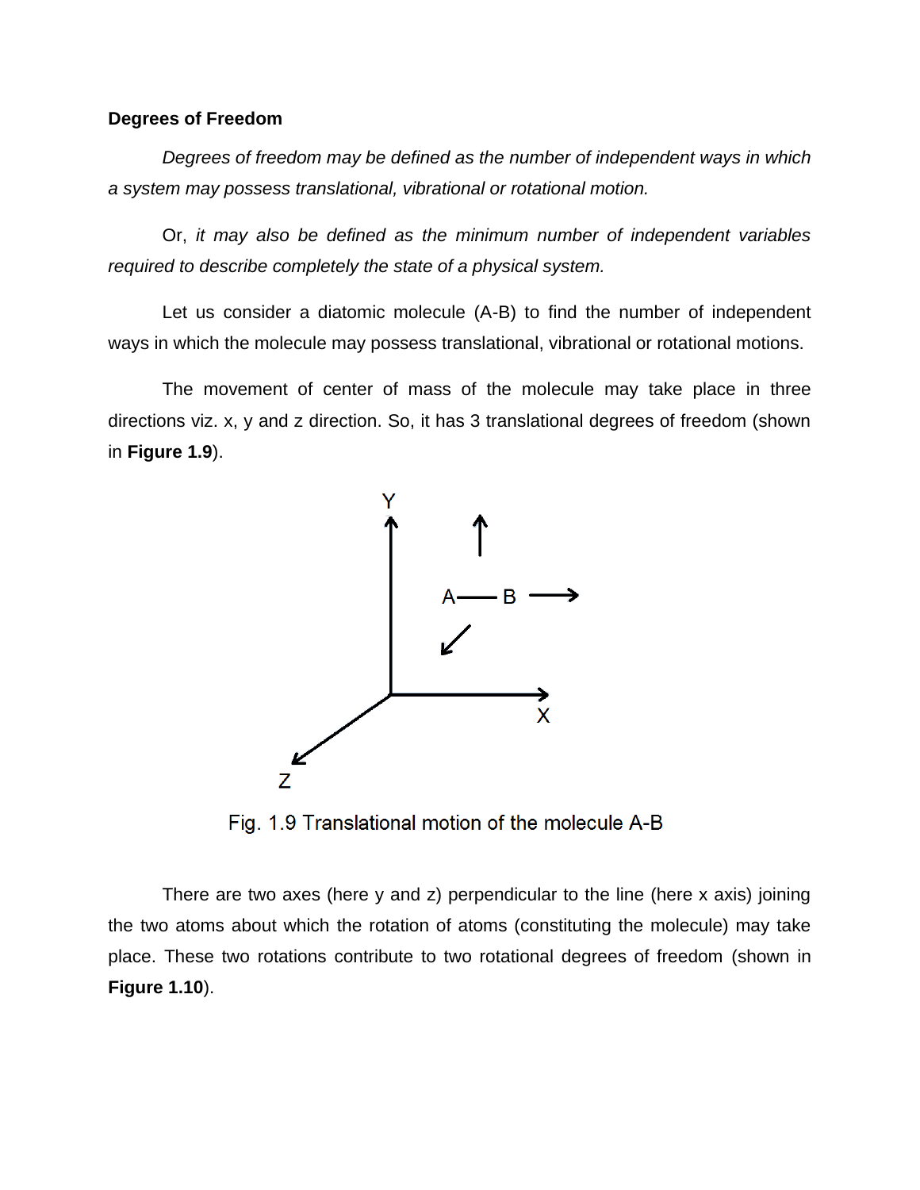## Degrees of Freedom

*Degrees of freedom may be defined as the number of independent ways in which a system may possess translational, vibrational or rotational motion.*

Or, *it may also be defined as the minimum number of independent variables required to describe completely the state of a physical system.*

Let us consider a diatomic molecule (A-B) to find the number of independent ways in which the molecule may possess translational, vibrational or rotational motions.

The movement of center of mass of the molecule may take place in three directions viz. x, y and z direction. So, it has 3 translational degrees of freedom (shown in **Figure 1.9**).

Fig. 1.9 Translational motion of the molecule A-B

There are two axes (here y and z) perpendicular to the line (here x axis) joining the two atoms about which the rotation of atoms (constituting the molecule) may take place. These two rotations contribute to two rotational degrees of freedom (shown in **Figure 1.10**).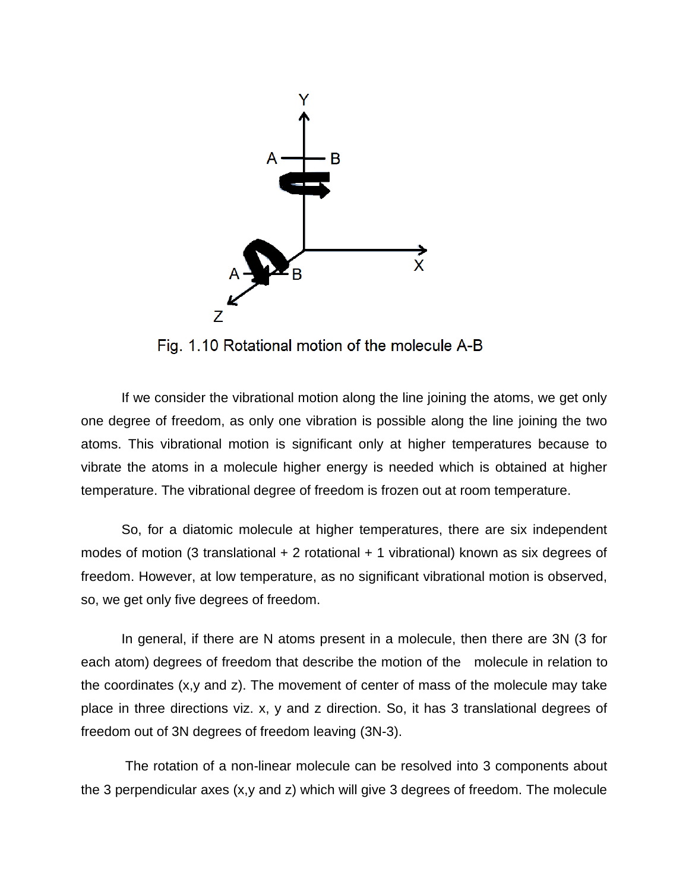Fig. 1.10 Rotational motion of the molecule A-B

If we consider the vibrational motion along the line joining the atoms, we get only one degree of freedom, as only one vibration is possible along the line joining the two atoms. This vibrational motion is significant only at higher temperatures because to vibrate the atoms in a molecule higher energy is needed which is obtained at higher temperature. The vibrational degree of freedom is frozen out at room temperature.

So, for a diatomic molecule at higher temperatures, there are six independent modes of motion (3 translational + 2 rotational + 1 vibrational) known as six degrees of freedom. However, at low temperature, as no significant vibrational motion is observed, so, we get only five degrees of freedom.

In general, if there are N atoms present in a molecule, then there are 3N (3 for each atom) degrees of freedom that describe the motion of the molecule in relation to the coordinates (x,y and z). The movement of center of mass of the molecule may take place in three directions viz. x, y and z direction. So, it has 3 translational degrees of freedom out of 3N degrees of freedom leaving (3N-3).

The rotation of a non-linear molecule can be resolved into 3 components about the 3 perpendicular axes (x,y and z) which will give 3 degrees of freedom. The molecule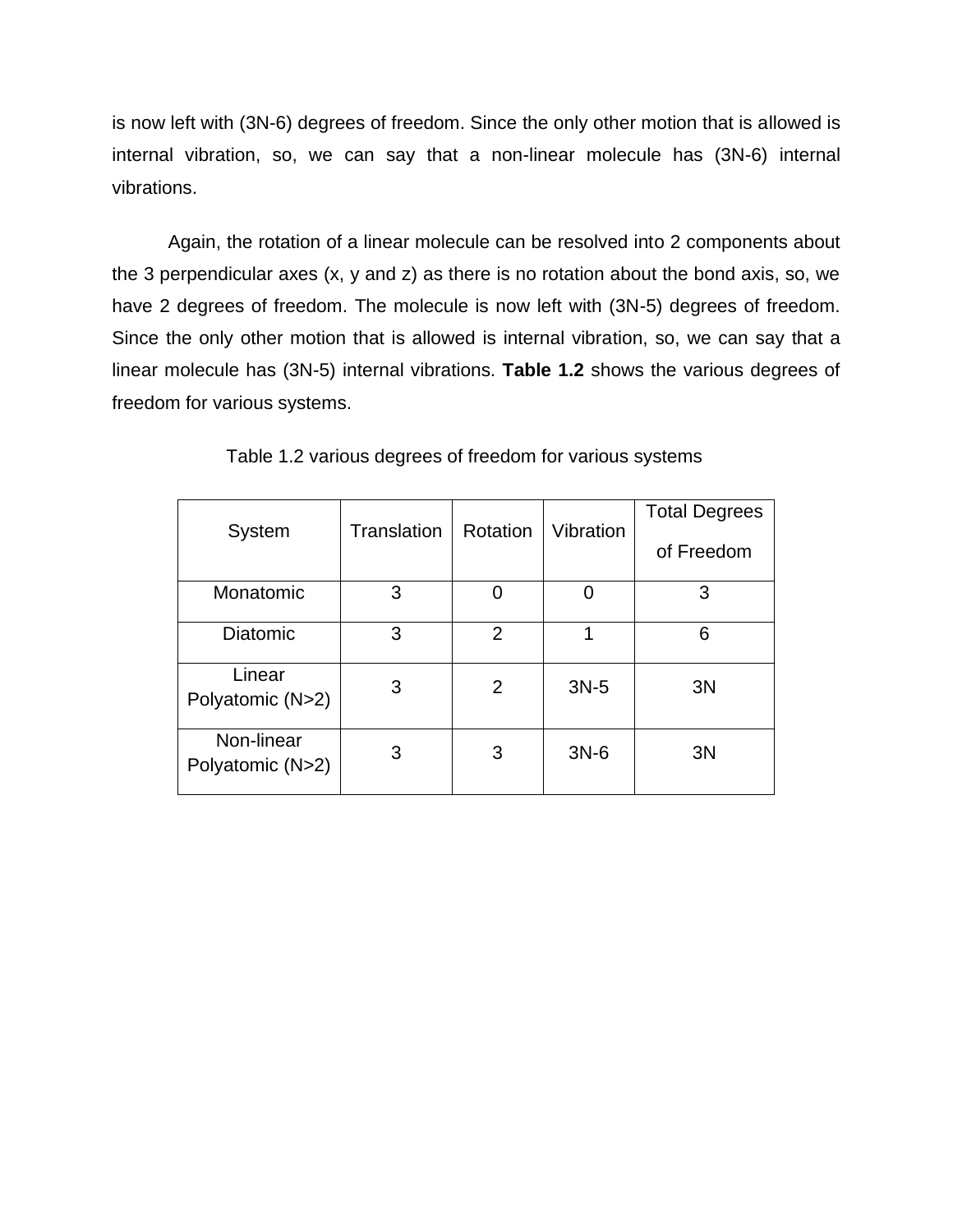is now left with (3N-6) degrees of freedom. Since the only other motion that is allowed is internal vibration, so, we can say that a non-linear molecule has (3N-6) internal vibrations.

Again, the rotation of a linear molecule can be resolved into 2 components about the 3 perpendicular axes (x, y and z) as there is no rotation about the bond axis, so, we have 2 degrees of freedom. The molecule is now left with (3N-5) degrees of freedom. Since the only other motion that is allowed is internal vibration, so, we can say that a linear molecule has (3N-5) internal vibrations. **Table 1.2** shows the various degrees of freedom for various systems.

Table 1.2 various degrees of freedom for various systems

| System | Translation | Rotation | Vibration | Total Degrees of Freedom |
|---|---|---|---|---|
| Monatomic | 3 | 0 | 0 | 3 |
| Diatomic | 3 | 2 | 1 | 6 |
| Linear Polyatomic (N>2) | 3 | 2 | 3N-5 | 3N |
| Non-linear Polyatomic (N>2) | 3 | 3 | 3N-6 | 3N |